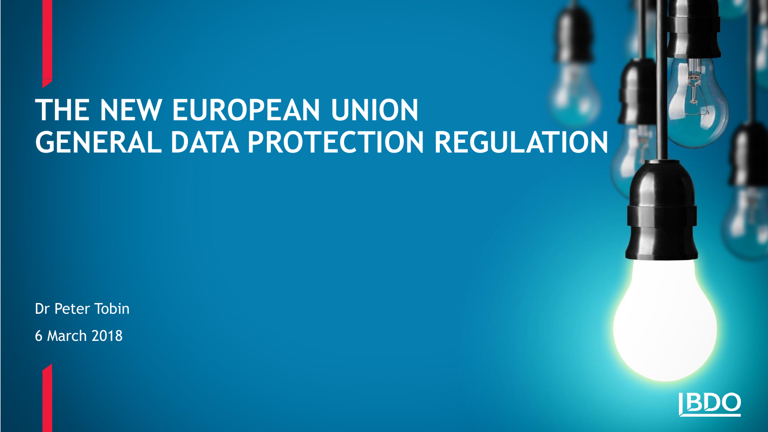# THE NEW EUROPEAN UNION GENERAL DATA PROTECTION REGULATION

Dr Peter Tobin

6 March 2018

BDO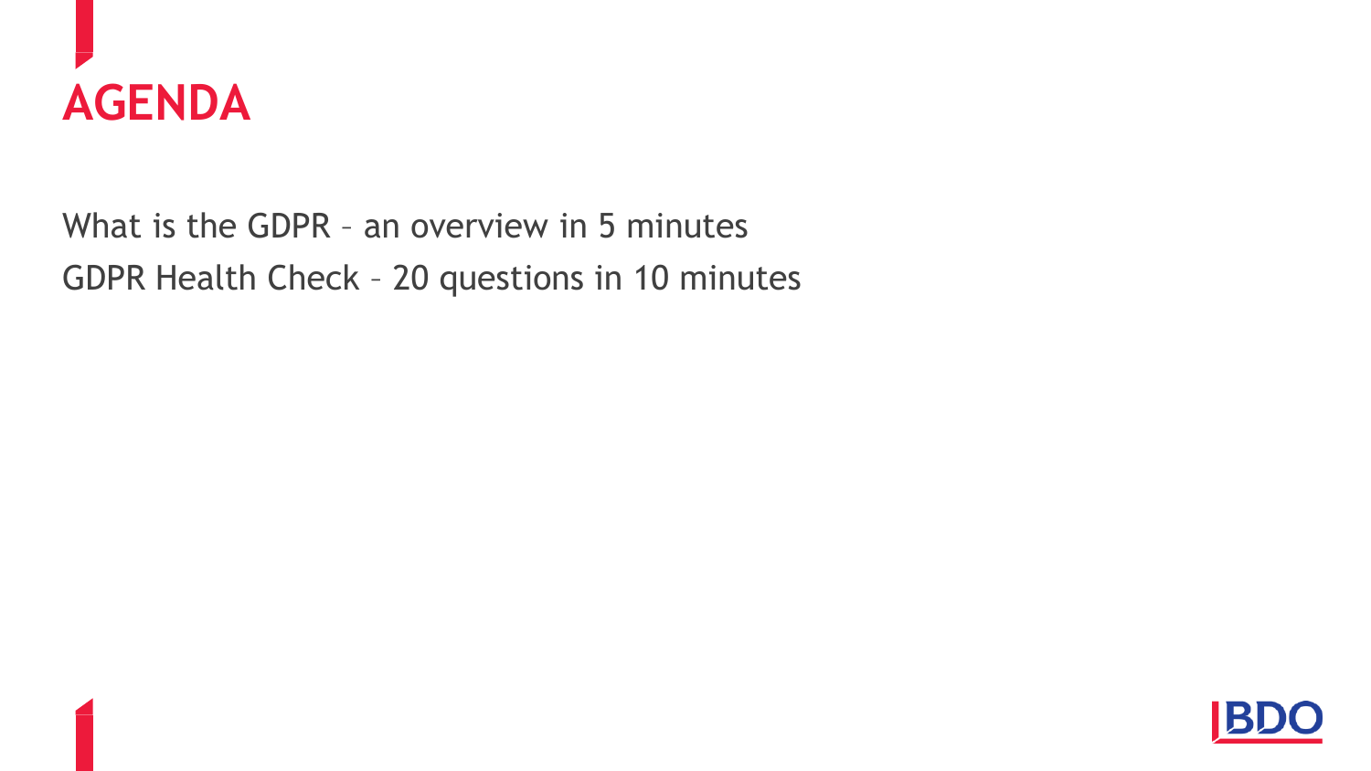# AGENDA

What is the GDPR – an overview in 5 minutes

GDPR Health Check – 20 questions in 10 minutes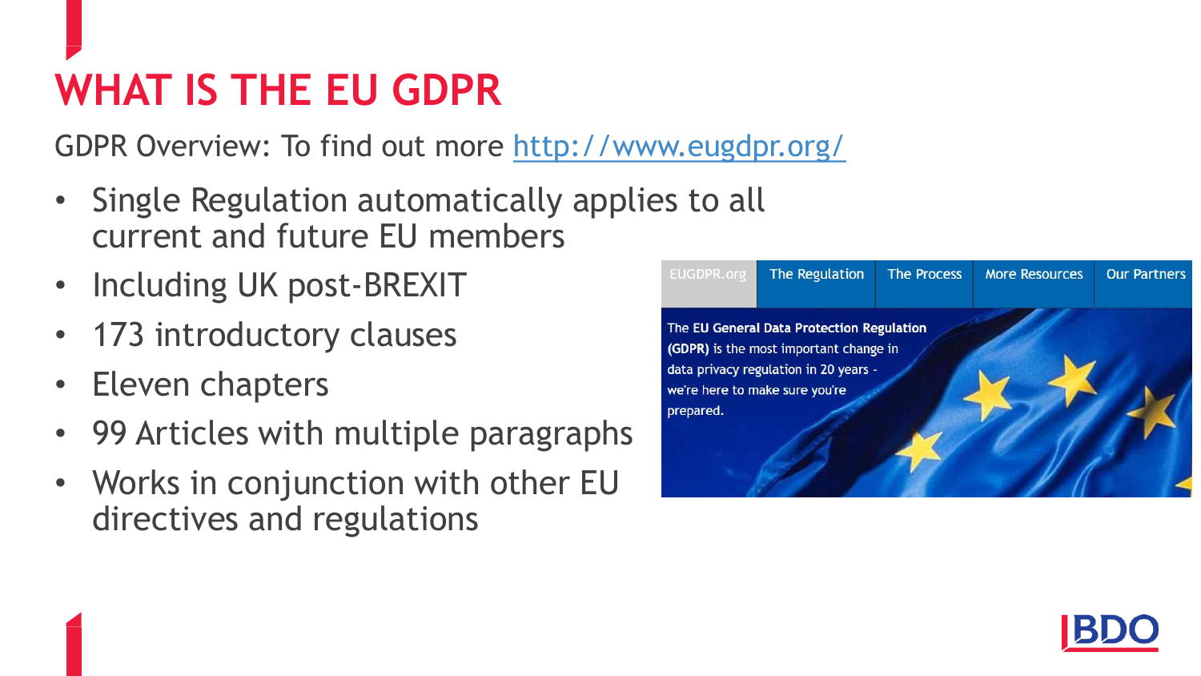# WHAT IS THE EU GDPR

GDPR Overview: To find out more http://www.eugdpr.org/

- Single Regulation automatically applies to all current and future EU members
- Including UK post-BREXIT
- 173 introductory clauses
- Eleven chapters
- 99 Articles with multiple paragraphs
- Works in conjunction with other EU directives and regulations

EUGDPR.org | The Regulation | The Process | More Resources | Our Partners

The **EU General Data Protection Regulation (GDPR)** is the most important change in data privacy regulation in 20 years - we're here to make sure you're prepared.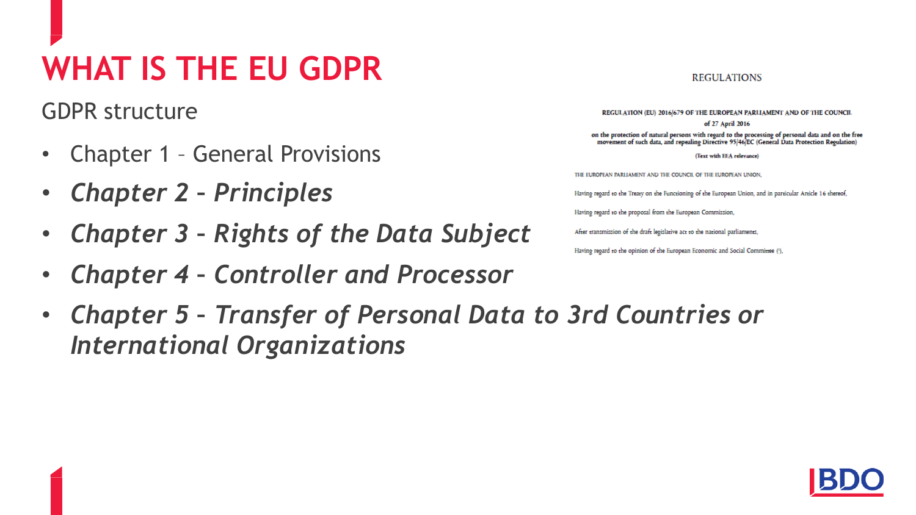# WHAT IS THE EU GDPR

GDPR structure

- Chapter 1 – General Provisions
- ***Chapter 2 – Principles***
- ***Chapter 3 – Rights of the Data Subject***
- ***Chapter 4 – Controller and Processor***
- ***Chapter 5 – Transfer of Personal Data to 3rd Countries or International Organizations***

REGULATIONS

**REGULATION (EU) 2016/679 OF THE EUROPEAN PARLIAMENT AND OF THE COUNCIL**

**of 27 April 2016**

**on the protection of natural persons with regard to the processing of personal data and on the free movement of such data, and repealing Directive 95/46/EC (General Data Protection Regulation)**

**(Text with EEA relevance)**

THE EUROPEAN PARLIAMENT AND THE COUNCIL OF THE EUROPEAN UNION,

Having regard to the Treaty on the Functioning of the European Union, and in particular Article 16 thereof,

Having regard to the proposal from the European Commission,

After transmission of the draft legislative act to the national parliaments,

Having regard to the opinion of the European Economic and Social Committee (¹),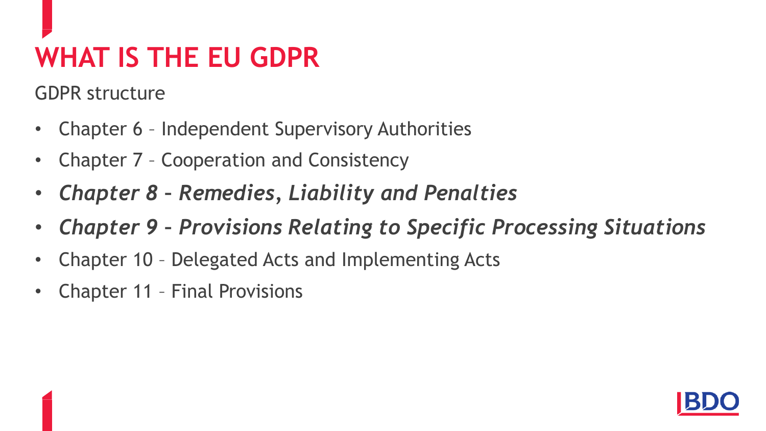# WHAT IS THE EU GDPR

GDPR structure

- Chapter 6 – Independent Supervisory Authorities
- Chapter 7 – Cooperation and Consistency
- ***Chapter 8 – Remedies, Liability and Penalties***
- ***Chapter 9 – Provisions Relating to Specific Processing Situations***
- Chapter 10 – Delegated Acts and Implementing Acts
- Chapter 11 – Final Provisions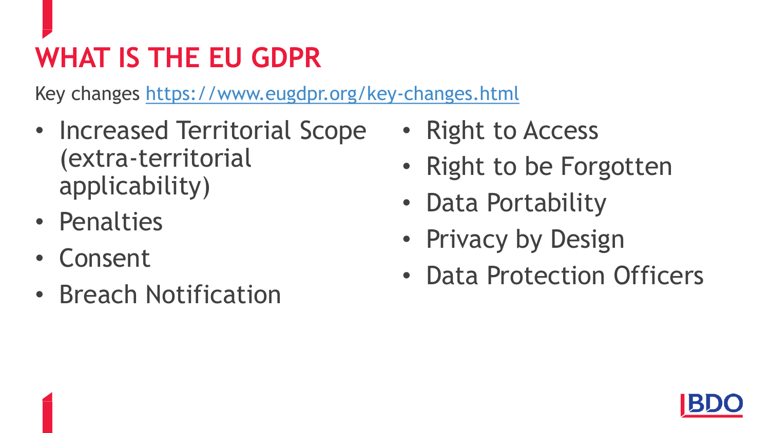# WHAT IS THE EU GDPR

Key changes https://www.eugdpr.org/key-changes.html

- Increased Territorial Scope (extra-territorial applicability)
- Penalties
- Consent
- Breach Notification
- Right to Access
- Right to be Forgotten
- Data Portability
- Privacy by Design
- Data Protection Officers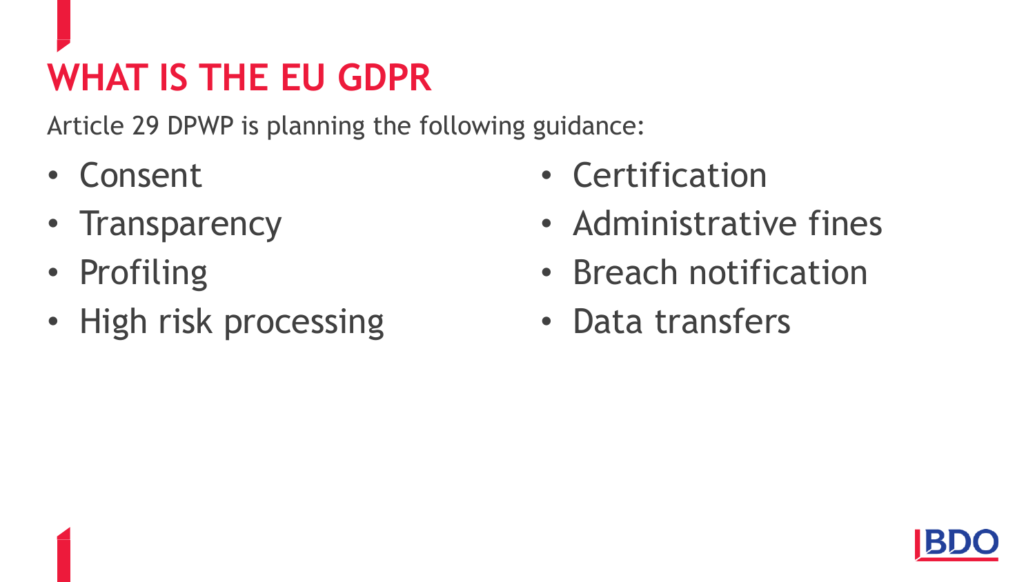# WHAT IS THE EU GDPR

Article 29 DPWP is planning the following guidance:

- Consent
- Transparency
- Profiling
- High risk processing
- Certification
- Administrative fines
- Breach notification
- Data transfers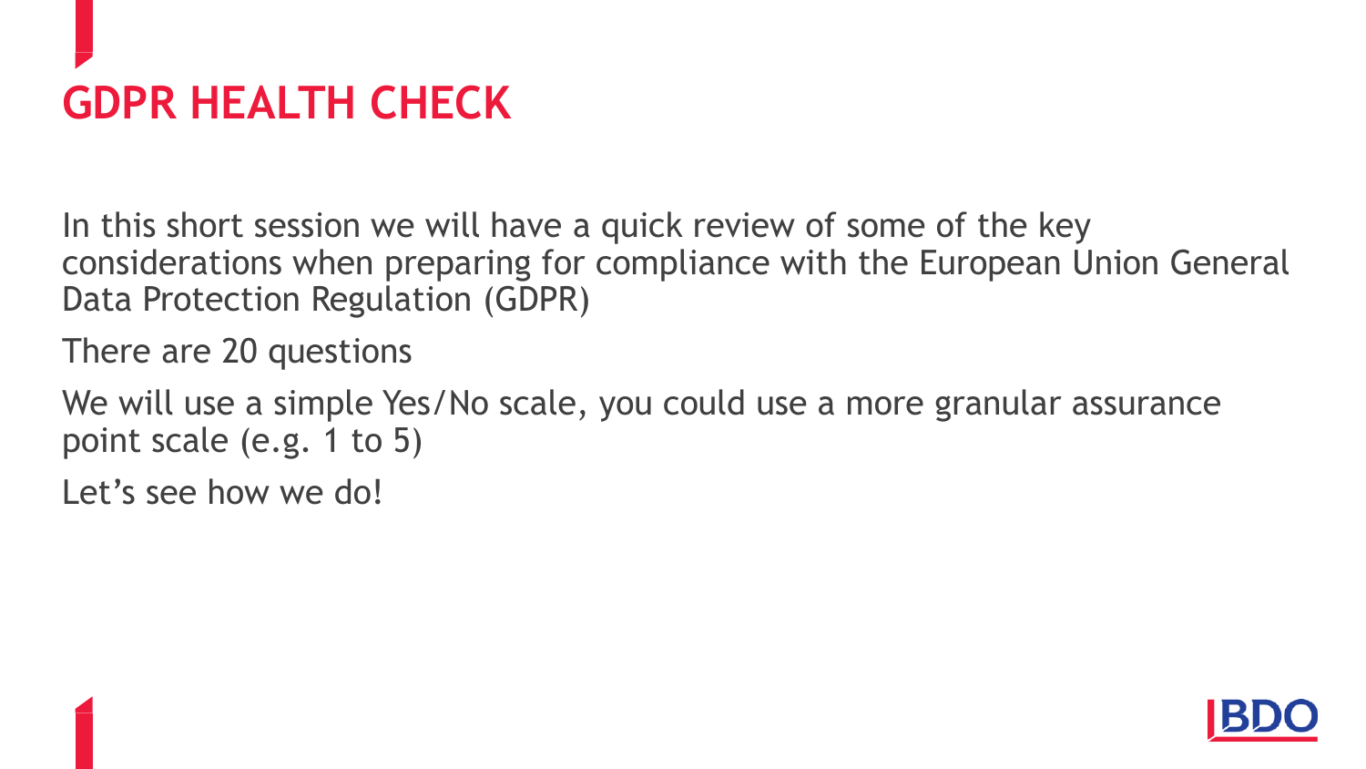# GDPR HEALTH CHECK

In this short session we will have a quick review of some of the key considerations when preparing for compliance with the European Union General Data Protection Regulation (GDPR)

There are 20 questions

We will use a simple Yes/No scale, you could use a more granular assurance point scale (e.g. 1 to 5)

Let's see how we do!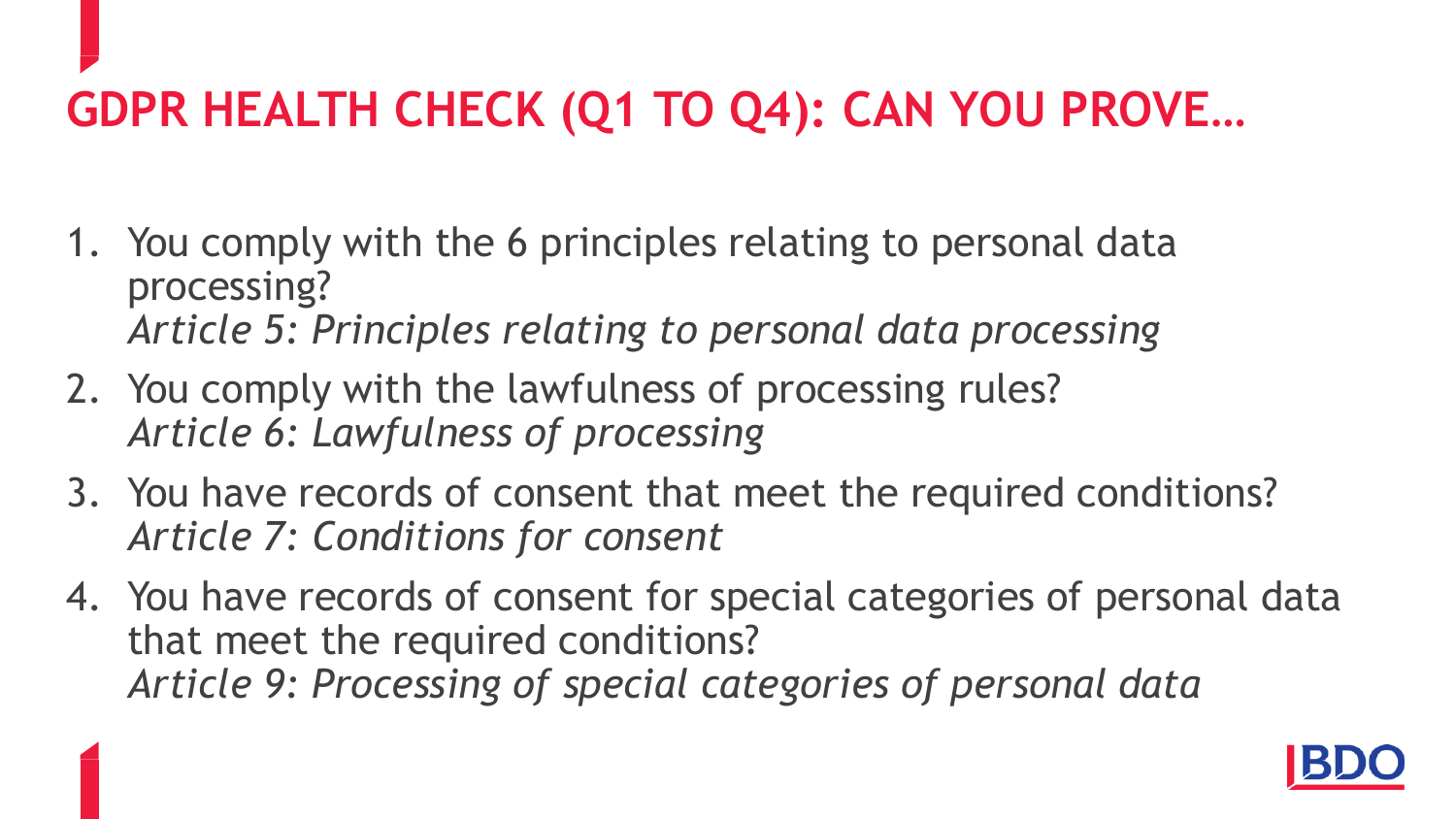# GDPR HEALTH CHECK (Q1 TO Q4): CAN YOU PROVE…

1. You comply with the 6 principles relating to personal data processing?
   *Article 5: Principles relating to personal data processing*
2. You comply with the lawfulness of processing rules?
   *Article 6: Lawfulness of processing*
3. You have records of consent that meet the required conditions?
   *Article 7: Conditions for consent*
4. You have records of consent for special categories of personal data that meet the required conditions?
   *Article 9: Processing of special categories of personal data*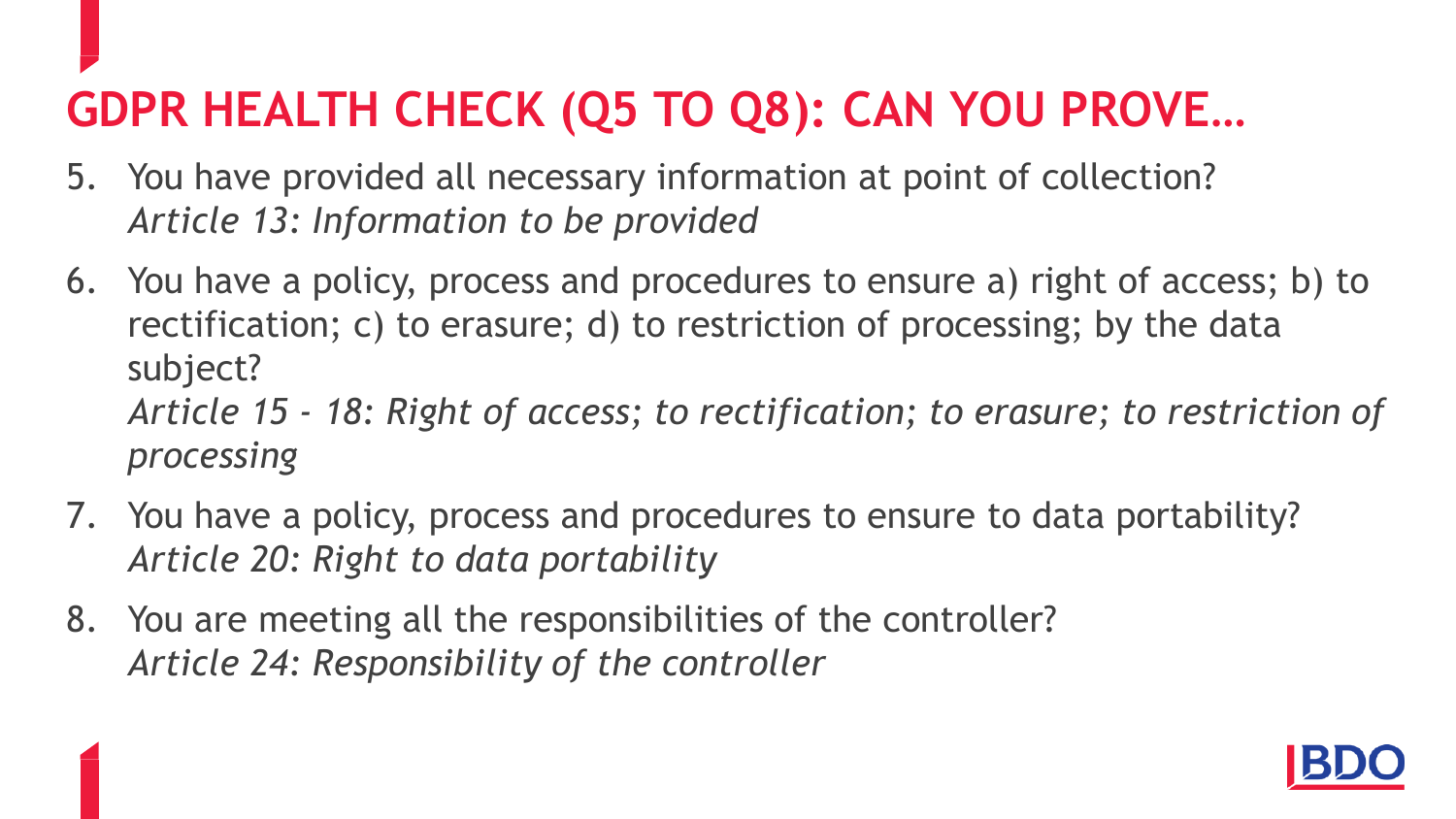# GDPR HEALTH CHECK (Q5 TO Q8): CAN YOU PROVE…

5. You have provided all necessary information at point of collection?
   *Article 13: Information to be provided*
6. You have a policy, process and procedures to ensure a) right of access; b) to rectification; c) to erasure; d) to restriction of processing; by the data subject?
   *Article 15 - 18: Right of access; to rectification; to erasure; to restriction of processing*
7. You have a policy, process and procedures to ensure to data portability?
   *Article 20: Right to data portability*
8. You are meeting all the responsibilities of the controller?
   *Article 24: Responsibility of the controller*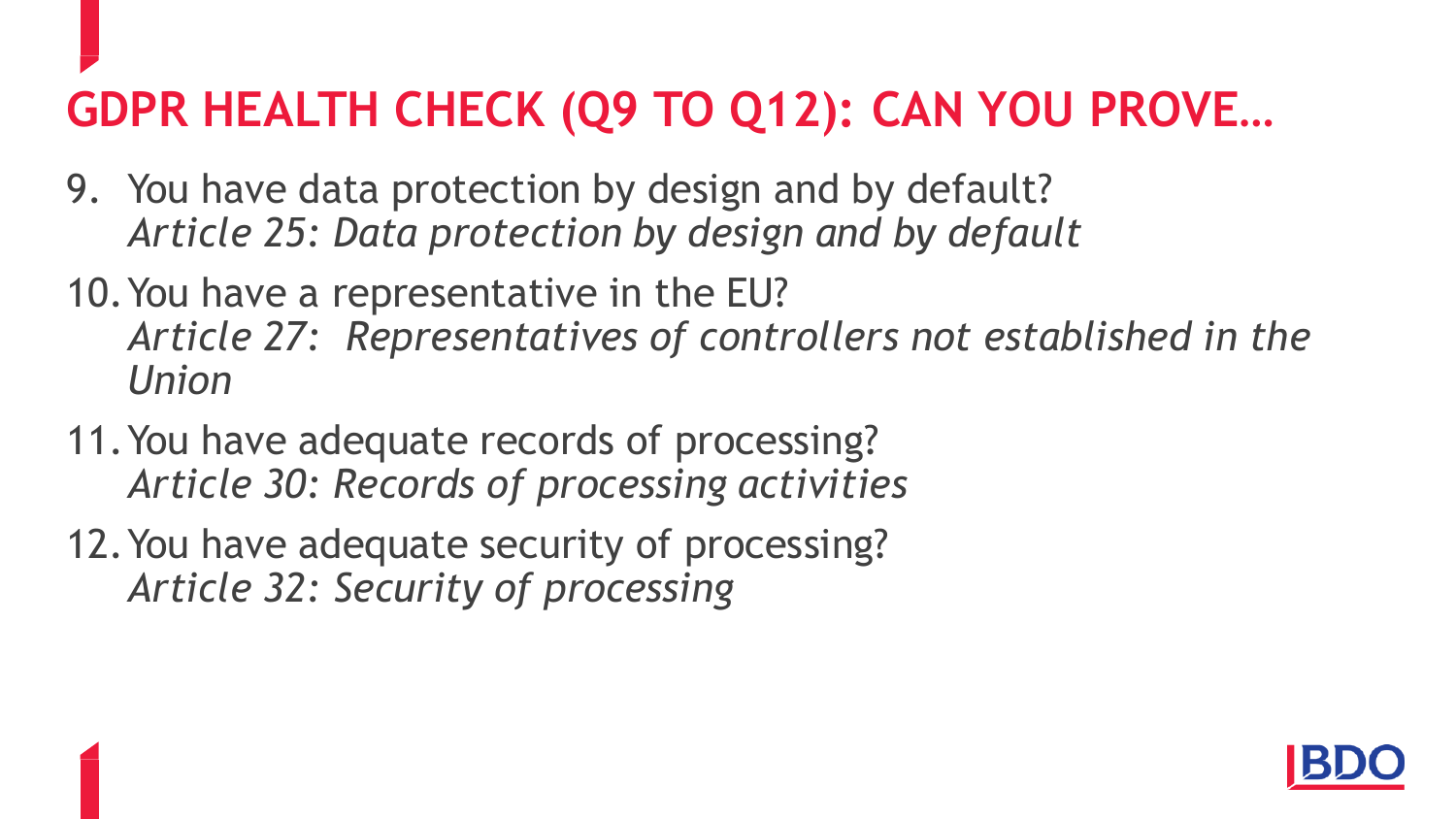# GDPR HEALTH CHECK (Q9 TO Q12): CAN YOU PROVE…

9. You have data protection by design and by default?
   *Article 25: Data protection by design and by default*
10. You have a representative in the EU?
    *Article 27: Representatives of controllers not established in the Union*
11. You have adequate records of processing?
    *Article 30: Records of processing activities*
12. You have adequate security of processing?
    *Article 32: Security of processing*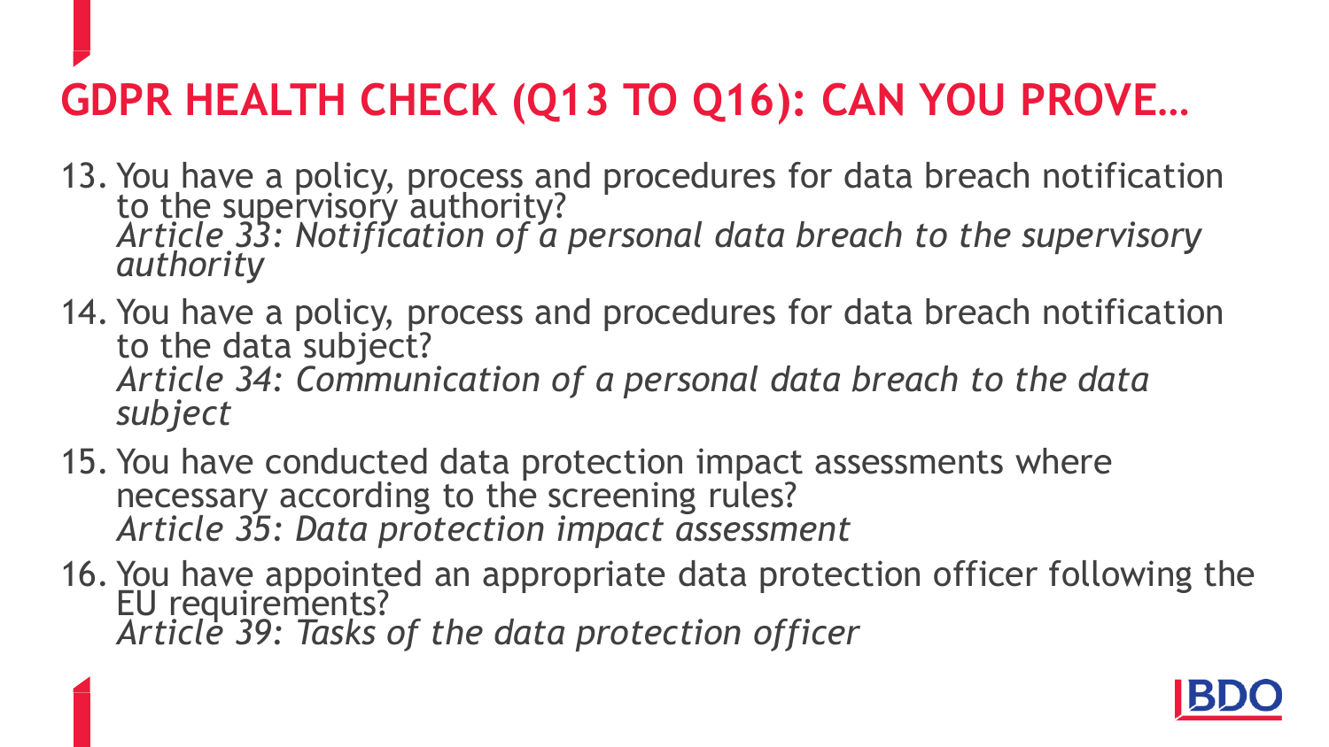# GDPR HEALTH CHECK (Q13 TO Q16): CAN YOU PROVE…

13. You have a policy, process and procedures for data breach notification to the supervisory authority?
    *Article 33: Notification of a personal data breach to the supervisory authority*
14. You have a policy, process and procedures for data breach notification to the data subject?
    *Article 34: Communication of a personal data breach to the data subject*
15. You have conducted data protection impact assessments where necessary according to the screening rules?
    *Article 35: Data protection impact assessment*
16. You have appointed an appropriate data protection officer following the EU requirements?
    *Article 39: Tasks of the data protection officer*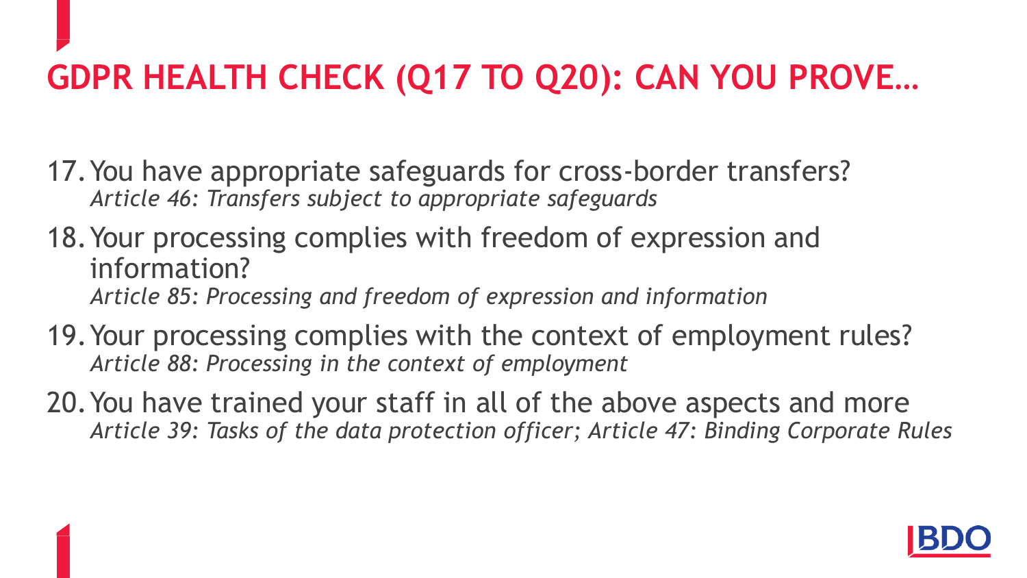# GDPR HEALTH CHECK (Q17 TO Q20): CAN YOU PROVE…

17. You have appropriate safeguards for cross-border transfers?
    *Article 46: Transfers subject to appropriate safeguards*
18. Your processing complies with freedom of expression and information?
    *Article 85: Processing and freedom of expression and information*
19. Your processing complies with the context of employment rules?
    *Article 88: Processing in the context of employment*
20. You have trained your staff in all of the above aspects and more
    *Article 39: Tasks of the data protection officer; Article 47: Binding Corporate Rules*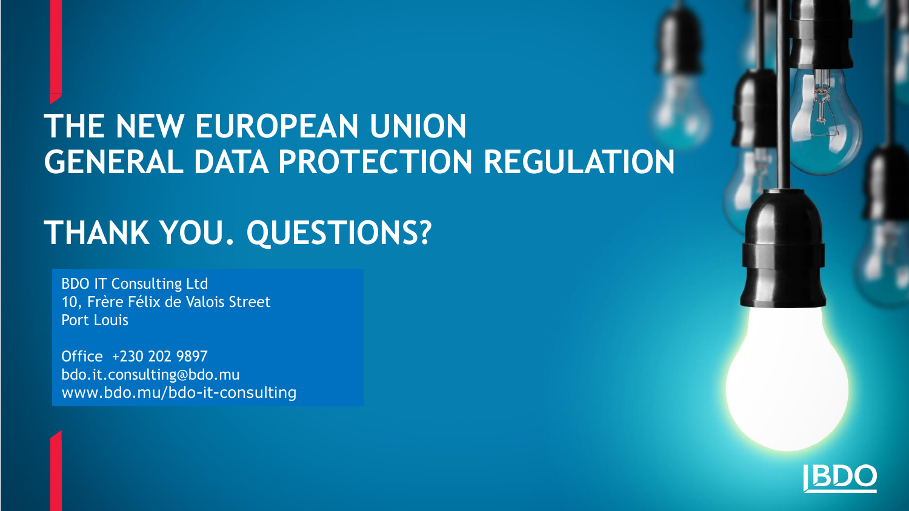# THE NEW EUROPEAN UNION GENERAL DATA PROTECTION REGULATION

# THANK YOU. QUESTIONS?

BDO IT Consulting Ltd
10, Frère Félix de Valois Street
Port Louis

Office +230 202 9897
bdo.it.consulting@bdo.mu
www.bdo.mu/bdo-it-consulting

BDO